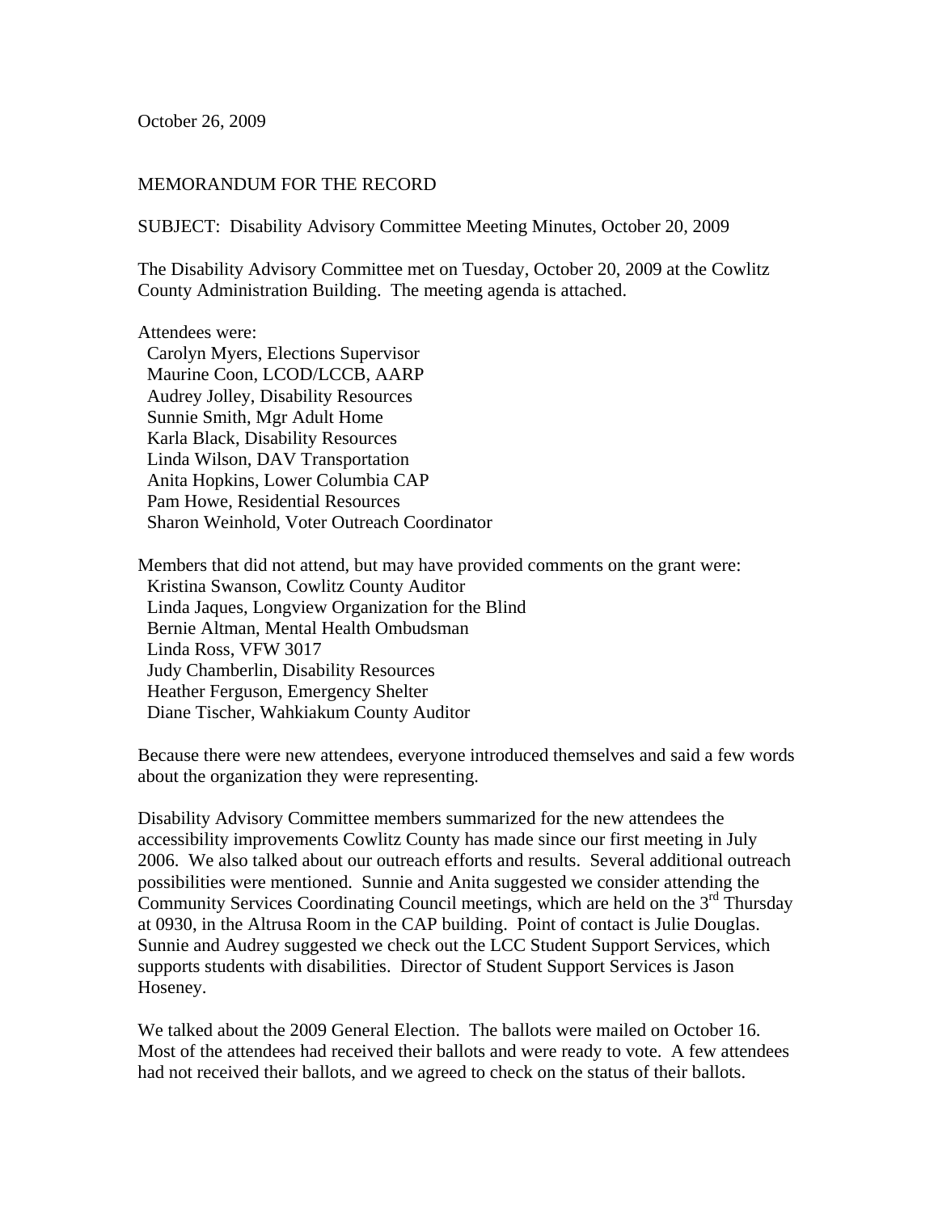October 26, 2009

MEMORANDUM FOR THE RECORD

SUBJECT: Disability Advisory Committee Meeting Minutes, October 20, 2009

The Disability Advisory Committee met on Tuesday, October 20, 2009 at the Cowlitz County Administration Building. The meeting agenda is attached.

Attendees were:
- Carolyn Myers, Elections Supervisor
- Maurine Coon, LCOD/LCCB, AARP
- Audrey Jolley, Disability Resources
- Sunnie Smith, Mgr Adult Home
- Karla Black, Disability Resources
- Linda Wilson, DAV Transportation
- Anita Hopkins, Lower Columbia CAP
- Pam Howe, Residential Resources
- Sharon Weinhold, Voter Outreach Coordinator

Members that did not attend, but may have provided comments on the grant were:
- Kristina Swanson, Cowlitz County Auditor
- Linda Jaques, Longview Organization for the Blind
- Bernie Altman, Mental Health Ombudsman
- Linda Ross, VFW 3017
- Judy Chamberlin, Disability Resources
- Heather Ferguson, Emergency Shelter
- Diane Tischer, Wahkiakum County Auditor

Because there were new attendees, everyone introduced themselves and said a few words about the organization they were representing.

Disability Advisory Committee members summarized for the new attendees the accessibility improvements Cowlitz County has made since our first meeting in July 2006. We also talked about our outreach efforts and results. Several additional outreach possibilities were mentioned. Sunnie and Anita suggested we consider attending the Community Services Coordinating Council meetings, which are held on the 3rd Thursday at 0930, in the Altrusa Room in the CAP building. Point of contact is Julie Douglas. Sunnie and Audrey suggested we check out the LCC Student Support Services, which supports students with disabilities. Director of Student Support Services is Jason Hoseney.

We talked about the 2009 General Election. The ballots were mailed on October 16. Most of the attendees had received their ballots and were ready to vote. A few attendees had not received their ballots, and we agreed to check on the status of their ballots.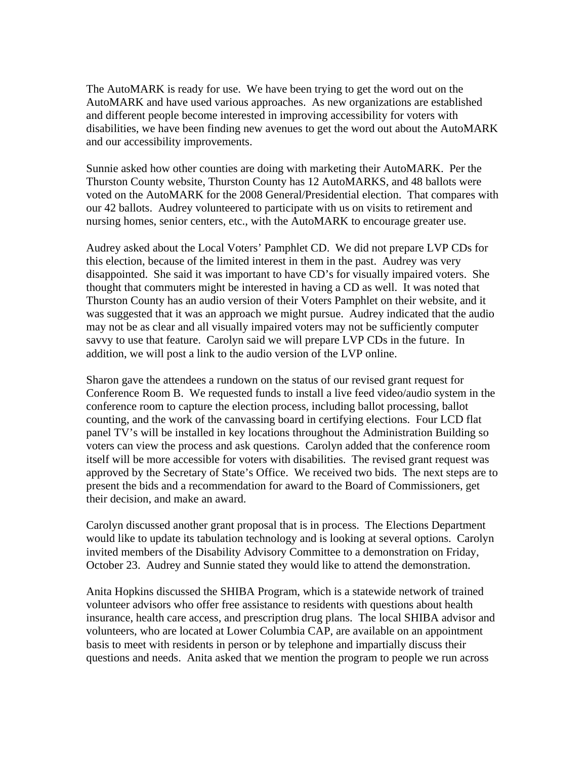The AutoMARK is ready for use. We have been trying to get the word out on the AutoMARK and have used various approaches. As new organizations are established and different people become interested in improving accessibility for voters with disabilities, we have been finding new avenues to get the word out about the AutoMARK and our accessibility improvements.

Sunnie asked how other counties are doing with marketing their AutoMARK. Per the Thurston County website, Thurston County has 12 AutoMARKS, and 48 ballots were voted on the AutoMARK for the 2008 General/Presidential election. That compares with our 42 ballots. Audrey volunteered to participate with us on visits to retirement and nursing homes, senior centers, etc., with the AutoMARK to encourage greater use.

Audrey asked about the Local Voters' Pamphlet CD. We did not prepare LVP CDs for this election, because of the limited interest in them in the past. Audrey was very disappointed. She said it was important to have CD's for visually impaired voters. She thought that commuters might be interested in having a CD as well. It was noted that Thurston County has an audio version of their Voters Pamphlet on their website, and it was suggested that it was an approach we might pursue. Audrey indicated that the audio may not be as clear and all visually impaired voters may not be sufficiently computer savvy to use that feature. Carolyn said we will prepare LVP CDs in the future. In addition, we will post a link to the audio version of the LVP online.

Sharon gave the attendees a rundown on the status of our revised grant request for Conference Room B. We requested funds to install a live feed video/audio system in the conference room to capture the election process, including ballot processing, ballot counting, and the work of the canvassing board in certifying elections. Four LCD flat panel TV's will be installed in key locations throughout the Administration Building so voters can view the process and ask questions. Carolyn added that the conference room itself will be more accessible for voters with disabilities. The revised grant request was approved by the Secretary of State's Office. We received two bids. The next steps are to present the bids and a recommendation for award to the Board of Commissioners, get their decision, and make an award.

Carolyn discussed another grant proposal that is in process. The Elections Department would like to update its tabulation technology and is looking at several options. Carolyn invited members of the Disability Advisory Committee to a demonstration on Friday, October 23. Audrey and Sunnie stated they would like to attend the demonstration.

Anita Hopkins discussed the SHIBA Program, which is a statewide network of trained volunteer advisors who offer free assistance to residents with questions about health insurance, health care access, and prescription drug plans. The local SHIBA advisor and volunteers, who are located at Lower Columbia CAP, are available on an appointment basis to meet with residents in person or by telephone and impartially discuss their questions and needs. Anita asked that we mention the program to people we run across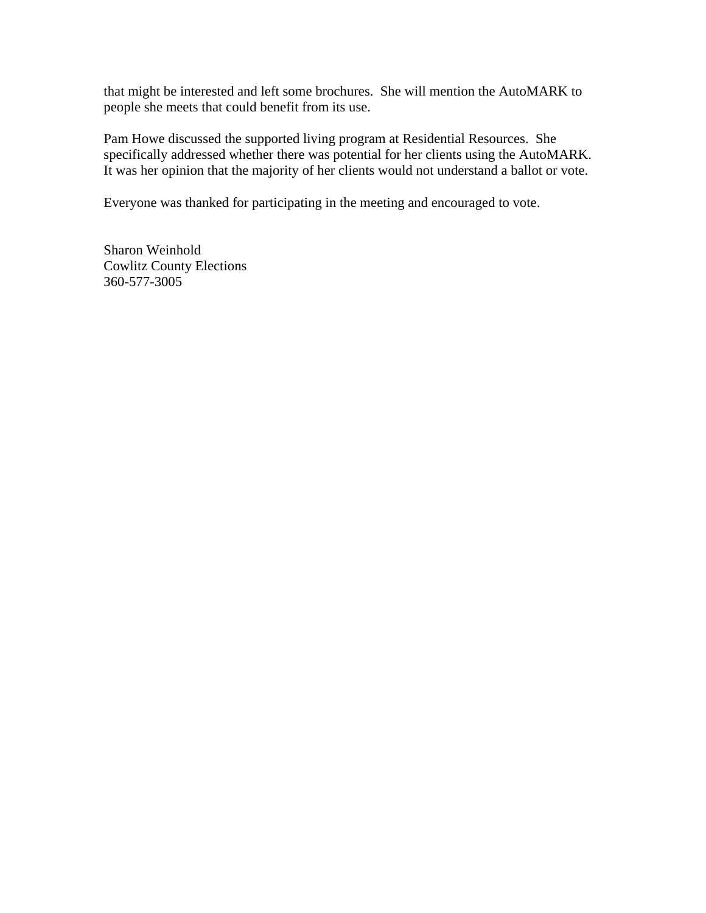that might be interested and left some brochures. She will mention the AutoMARK to people she meets that could benefit from its use.

Pam Howe discussed the supported living program at Residential Resources. She specifically addressed whether there was potential for her clients using the AutoMARK. It was her opinion that the majority of her clients would not understand a ballot or vote.

Everyone was thanked for participating in the meeting and encouraged to vote.

Sharon Weinhold  
Cowlitz County Elections  
360-577-3005